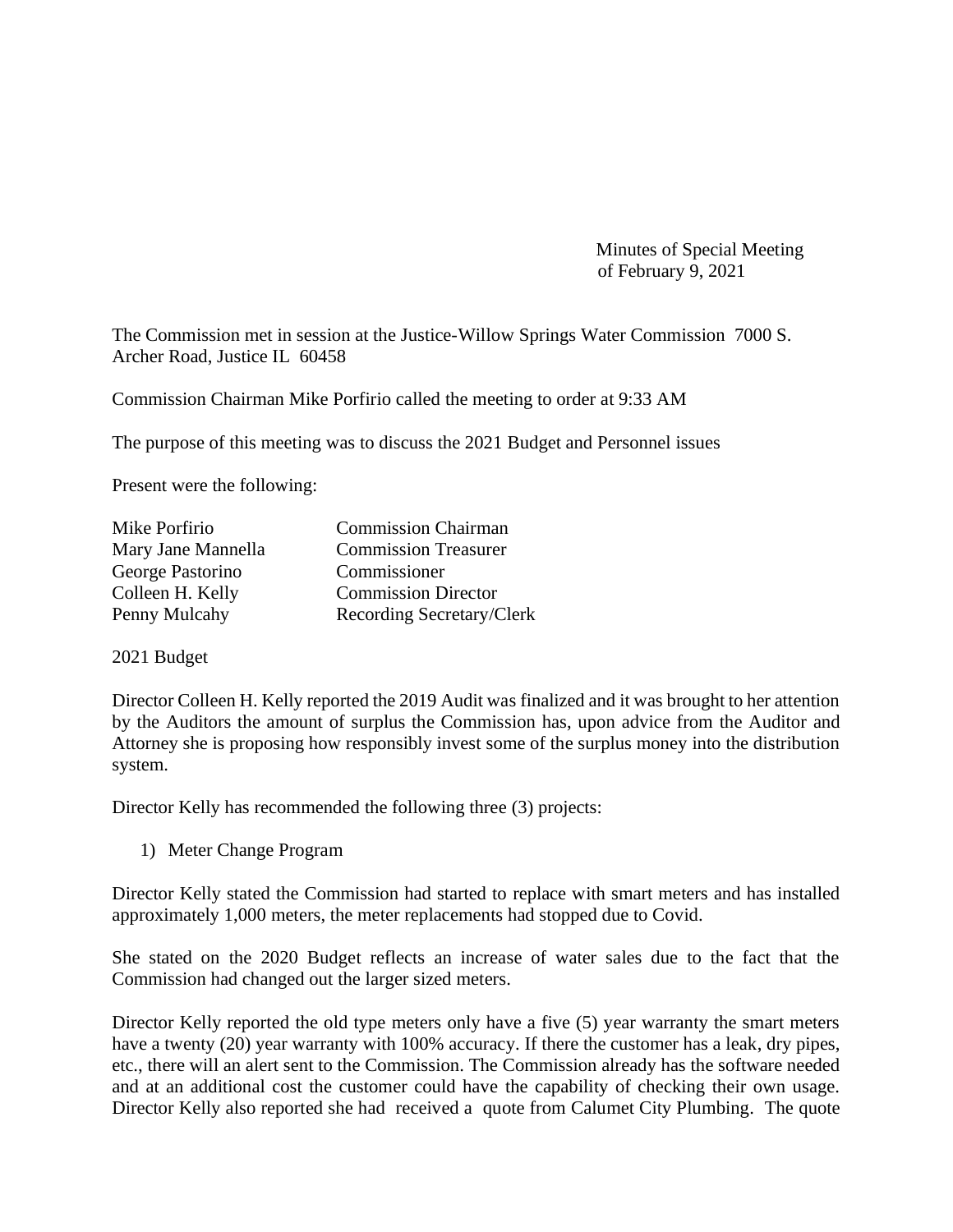Minutes of Special Meeting
of February 9, 2021

The Commission met in session at the Justice-Willow Springs Water Commission 7000 S. Archer Road, Justice IL 60458

Commission Chairman Mike Porfirio called the meeting to order at 9:33 AM

The purpose of this meeting was to discuss the 2021 Budget and Personnel issues

Present were the following:

| | |
|---|---|
| Mike Porfirio | Commission Chairman |
| Mary Jane Mannella | Commission Treasurer |
| George Pastorino | Commissioner |
| Colleen H. Kelly | Commission Director |
| Penny Mulcahy | Recording Secretary/Clerk |

2021 Budget

Director Colleen H. Kelly reported the 2019 Audit was finalized and it was brought to her attention by the Auditors the amount of surplus the Commission has, upon advice from the Auditor and Attorney she is proposing how responsibly invest some of the surplus money into the distribution system.

Director Kelly has recommended the following three (3) projects:

1) Meter Change Program

Director Kelly stated the Commission had started to replace with smart meters and has installed approximately 1,000 meters, the meter replacements had stopped due to Covid.

She stated on the 2020 Budget reflects an increase of water sales due to the fact that the Commission had changed out the larger sized meters.

Director Kelly reported the old type meters only have a five (5) year warranty the smart meters have a twenty (20) year warranty with 100% accuracy. If there the customer has a leak, dry pipes, etc., there will an alert sent to the Commission. The Commission already has the software needed and at an additional cost the customer could have the capability of checking their own usage. Director Kelly also reported she had received a quote from Calumet City Plumbing. The quote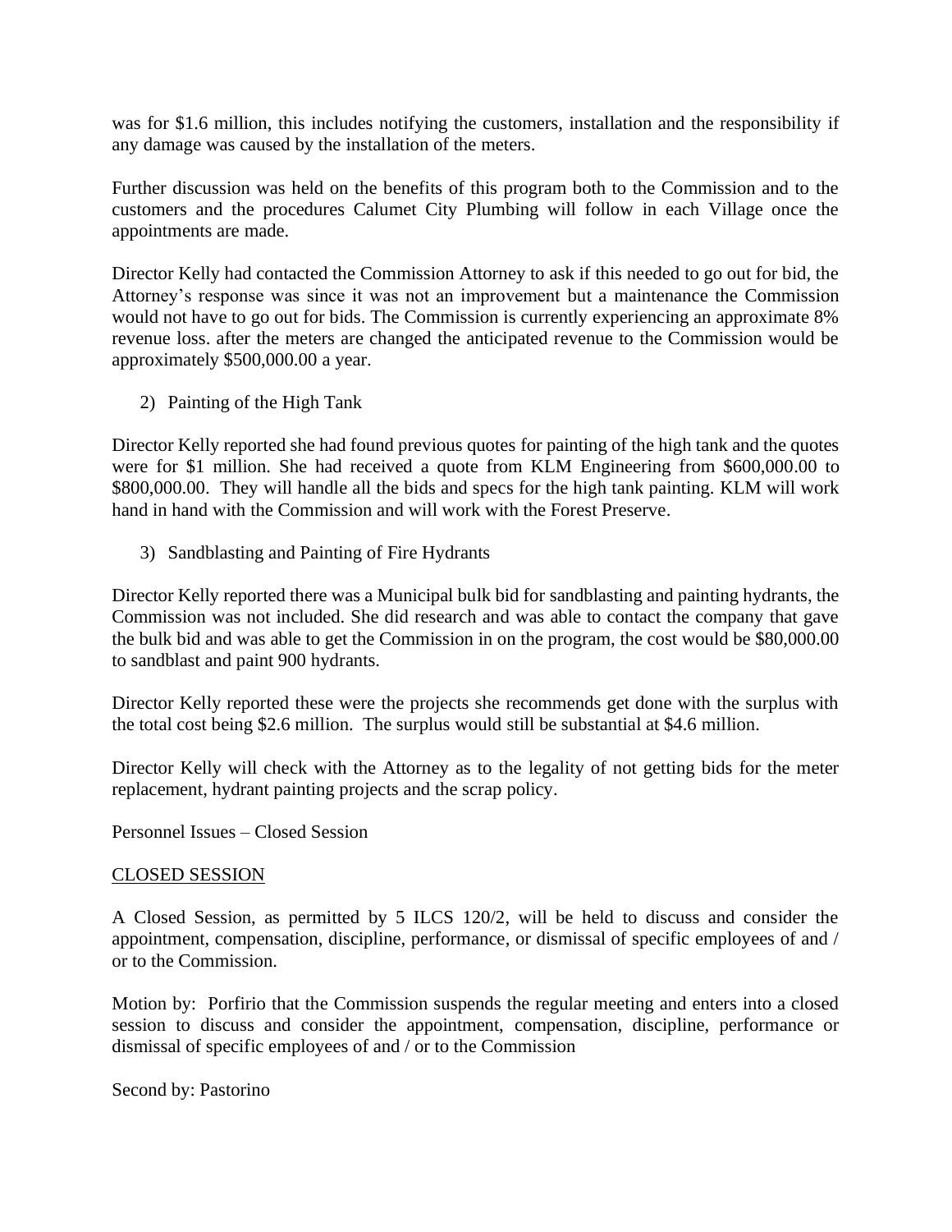was for $1.6 million, this includes notifying the customers, installation and the responsibility if any damage was caused by the installation of the meters.

Further discussion was held on the benefits of this program both to the Commission and to the customers and the procedures Calumet City Plumbing will follow in each Village once the appointments are made.

Director Kelly had contacted the Commission Attorney to ask if this needed to go out for bid, the Attorney's response was since it was not an improvement but a maintenance the Commission would not have to go out for bids. The Commission is currently experiencing an approximate 8% revenue loss. after the meters are changed the anticipated revenue to the Commission would be approximately $500,000.00 a year.

2) Painting of the High Tank

Director Kelly reported she had found previous quotes for painting of the high tank and the quotes were for $1 million. She had received a quote from KLM Engineering from $600,000.00 to $800,000.00. They will handle all the bids and specs for the high tank painting. KLM will work hand in hand with the Commission and will work with the Forest Preserve.

3) Sandblasting and Painting of Fire Hydrants

Director Kelly reported there was a Municipal bulk bid for sandblasting and painting hydrants, the Commission was not included. She did research and was able to contact the company that gave the bulk bid and was able to get the Commission in on the program, the cost would be $80,000.00 to sandblast and paint 900 hydrants.

Director Kelly reported these were the projects she recommends get done with the surplus with the total cost being $2.6 million. The surplus would still be substantial at $4.6 million.

Director Kelly will check with the Attorney as to the legality of not getting bids for the meter replacement, hydrant painting projects and the scrap policy.

Personnel Issues – Closed Session

<u>CLOSED SESSION</u>

A Closed Session, as permitted by 5 ILCS 120/2, will be held to discuss and consider the appointment, compensation, discipline, performance, or dismissal of specific employees of and / or to the Commission.

Motion by: Porfirio that the Commission suspends the regular meeting and enters into a closed session to discuss and consider the appointment, compensation, discipline, performance or dismissal of specific employees of and / or to the Commission

Second by: Pastorino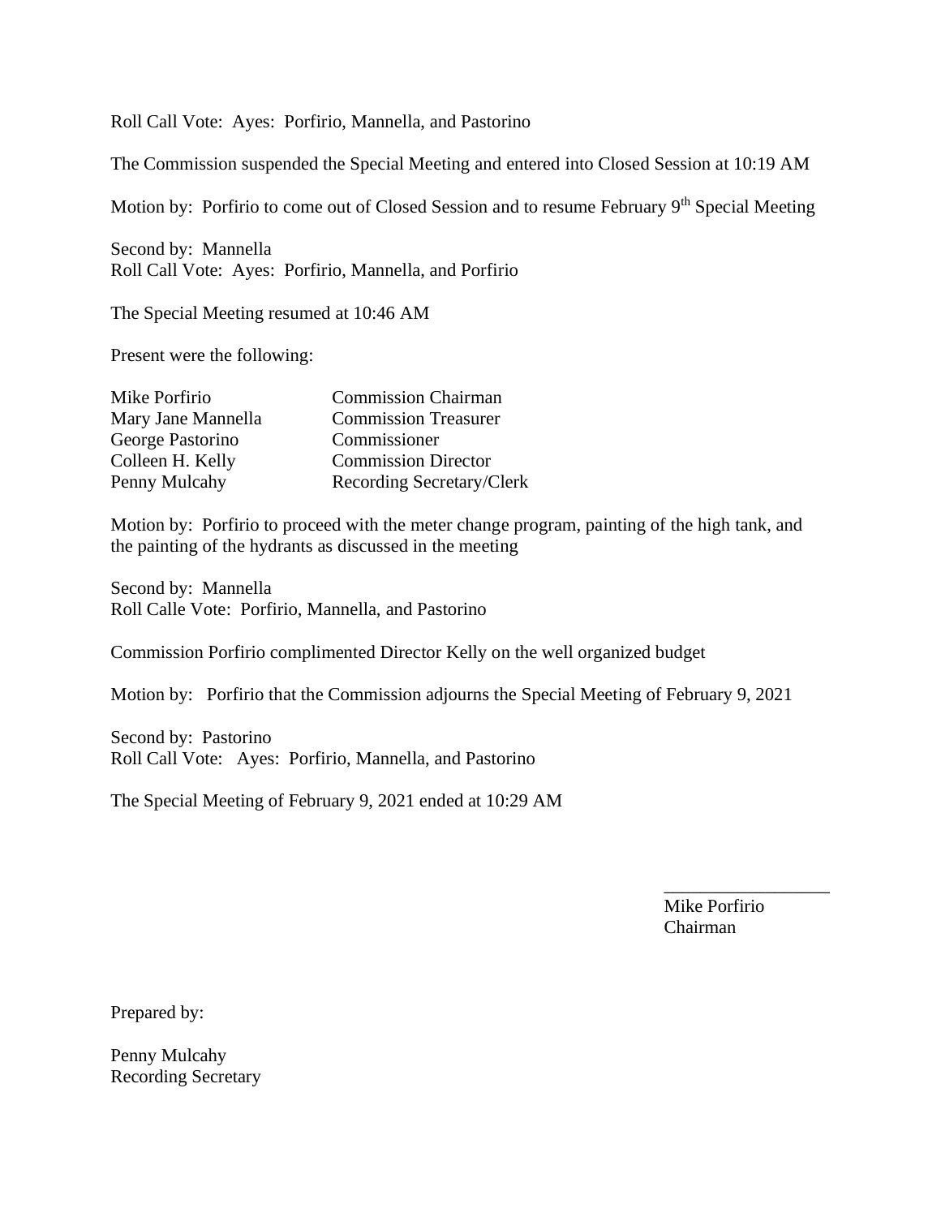Roll Call Vote: Ayes: Porfirio, Mannella, and Pastorino

The Commission suspended the Special Meeting and entered into Closed Session at 10:19 AM

Motion by: Porfirio to come out of Closed Session and to resume February 9th Special Meeting

Second by: Mannella
Roll Call Vote: Ayes: Porfirio, Mannella, and Porfirio

The Special Meeting resumed at 10:46 AM

Present were the following:

| | |
|---|---|
| Mike Porfirio | Commission Chairman |
| Mary Jane Mannella | Commission Treasurer |
| George Pastorino | Commissioner |
| Colleen H. Kelly | Commission Director |
| Penny Mulcahy | Recording Secretary/Clerk |

Motion by: Porfirio to proceed with the meter change program, painting of the high tank, and the painting of the hydrants as discussed in the meeting

Second by: Mannella
Roll Calle Vote: Porfirio, Mannella, and Pastorino

Commission Porfirio complimented Director Kelly on the well organized budget

Motion by: Porfirio that the Commission adjourns the Special Meeting of February 9, 2021

Second by: Pastorino
Roll Call Vote: Ayes: Porfirio, Mannella, and Pastorino

The Special Meeting of February 9, 2021 ended at 10:29 AM

\_\_\_\_\_\_\_\_\_\_\_\_\_\_\_\_\_\_
Mike Porfirio
Chairman

Prepared by:

Penny Mulcahy
Recording Secretary